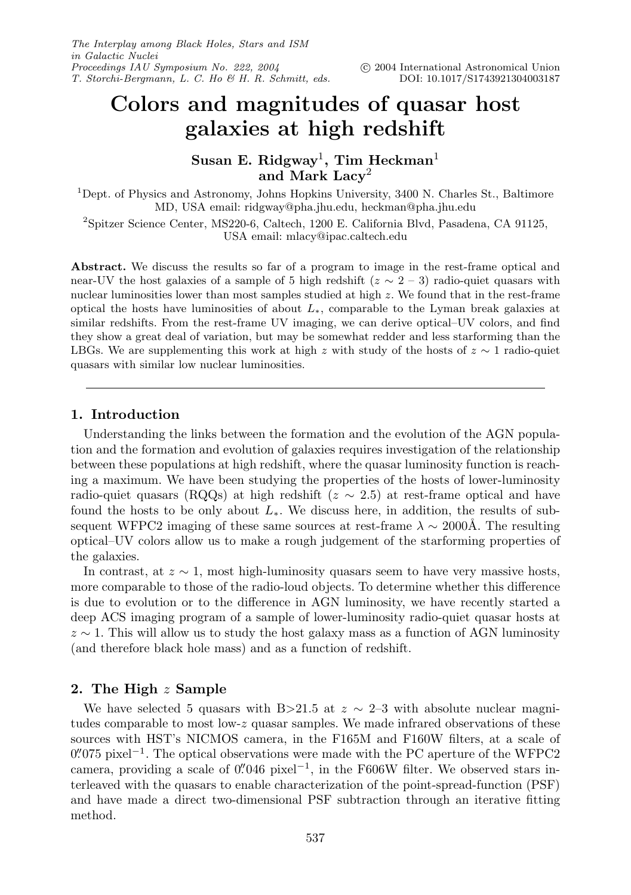# Colors and magnitudes of quasar host galaxies at high redshift

**Susan E. Ridgway[1], Tim Heckman[1] and Mark Lacy[2]**

[1]Dept. of Physics and Astronomy, Johns Hopkins University, 3400 N. Charles St., Baltimore MD, USA email: ridgway@pha.jhu.edu, heckman@pha.jhu.edu

[2]Spitzer Science Center, MS220-6, Caltech, 1200 E. California Blvd, Pasadena, CA 91125, USA email: mlacy@ipac.caltech.edu

**Abstract.** We discuss the results so far of a program to image in the rest-frame optical and near-UV the host galaxies of a sample of 5 high redshift ($z \sim 2$ – 3) radio-quiet quasars with nuclear luminosities lower than most samples studied at high $z$. We found that in the rest-frame optical the hosts have luminosities of about $L_*$, comparable to the Lyman break galaxies at similar redshifts. From the rest-frame UV imaging, we can derive optical–UV colors, and find they show a great deal of variation, but may be somewhat redder and less starforming than the LBGs. We are supplementing this work at high $z$ with study of the hosts of $z \sim 1$ radio-quiet quasars with similar low nuclear luminosities.

---

## 1. Introduction

Understanding the links between the formation and the evolution of the AGN population and the formation and evolution of galaxies requires investigation of the relationship between these populations at high redshift, where the quasar luminosity function is reaching a maximum. We have been studying the properties of the hosts of lower-luminosity radio-quiet quasars (RQQs) at high redshift ($z \sim 2.5$) at rest-frame optical and have found the hosts to be only about $L_*$. We discuss here, in addition, the results of subsequent WFPC2 imaging of these same sources at rest-frame $\lambda \sim 2000$Å. The resulting optical–UV colors allow us to make a rough judgement of the starforming properties of the galaxies.

In contrast, at $z \sim 1$, most high-luminosity quasars seem to have very massive hosts, more comparable to those of the radio-loud objects. To determine whether this difference is due to evolution or to the difference in AGN luminosity, we have recently started a deep ACS imaging program of a sample of lower-luminosity radio-quiet quasar hosts at $z \sim 1$. This will allow us to study the host galaxy mass as a function of AGN luminosity (and therefore black hole mass) and as a function of redshift.

## 2. The High $z$ Sample

We have selected 5 quasars with B>21.5 at $z \sim$ 2–3 with absolute nuclear magnitudes comparable to most low-$z$ quasar samples. We made infrared observations of these sources with HST's NICMOS camera, in the F165M and F160W filters, at a scale of 0.″075 pixel$^{-1}$. The optical observations were made with the PC aperture of the WFPC2 camera, providing a scale of 0.″046 pixel$^{-1}$, in the F606W filter. We observed stars interleaved with the quasars to enable characterization of the point-spread-function (PSF) and have made a direct two-dimensional PSF subtraction through an iterative fitting method.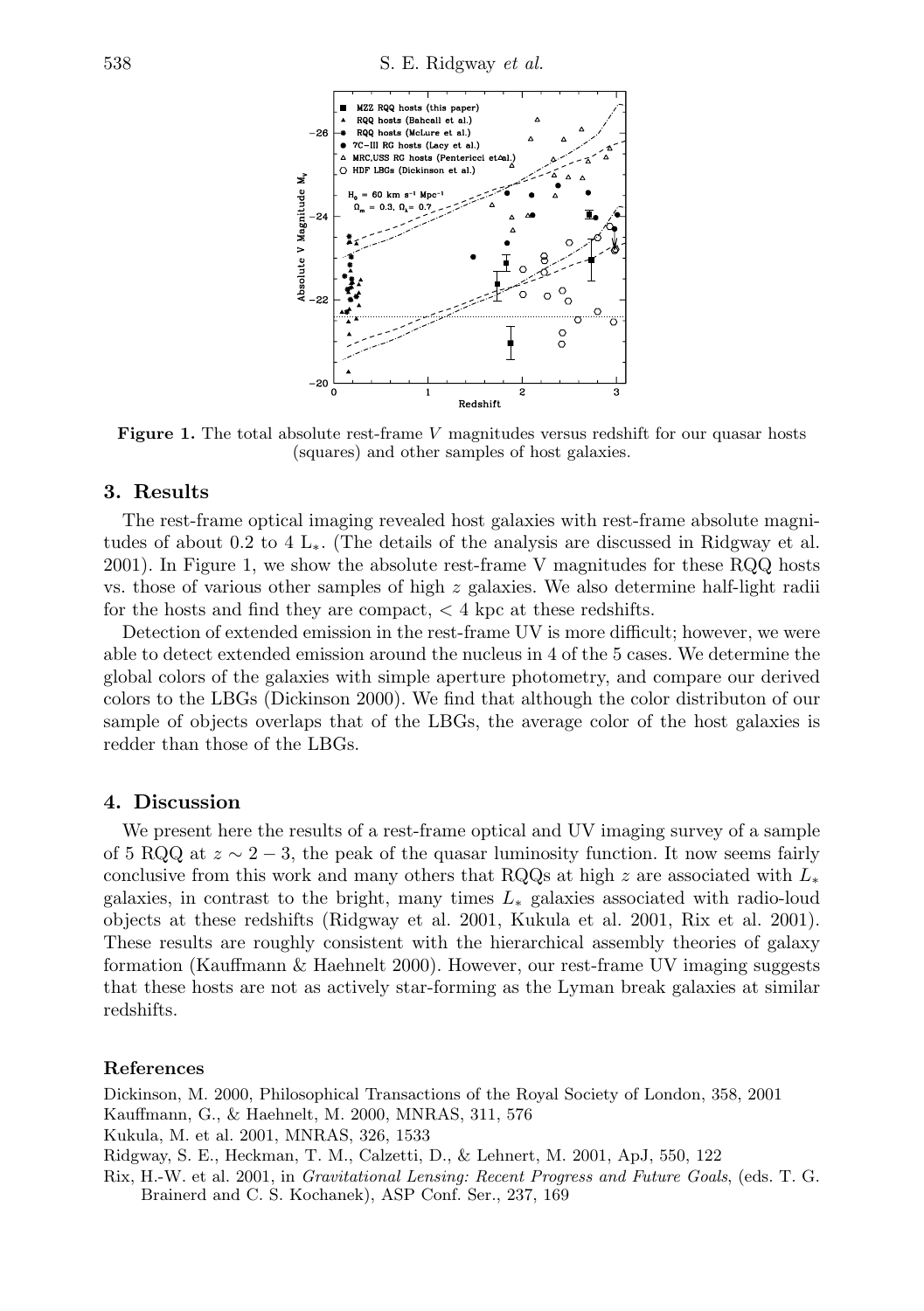■ MZZ RQQ hosts (this paper)
▲ RQQ hosts (Bahcall et al.)
✱ RQQ hosts (McLure et al.)
● 7C-III RG hosts (Lacy et al.)
△ MRC,USS RG hosts (Pentericci et al.)
○ HDF LBGs (Dickinson et al.)

$H_o$ = 60 km s$^{-1}$ Mpc$^{-1}$
$\Omega_m$ = 0.3, $\Omega_\Lambda$ = 0.7

Absolute V Magnitude $M_V$

−26
−24
−22
−20

Redshift

0
1
2
3

**Figure 1.** The total absolute rest-frame $V$ magnitudes versus redshift for our quasar hosts (squares) and other samples of host galaxies.

## 3. Results

The rest-frame optical imaging revealed host galaxies with rest-frame absolute magnitudes of about 0.2 to 4 $L_*$. (The details of the analysis are discussed in Ridgway et al. 2001). In Figure 1, we show the absolute rest-frame V magnitudes for these RQQ hosts vs. those of various other samples of high $z$ galaxies. We also determine half-light radii for the hosts and find they are compact, $< 4$ kpc at these redshifts.

Detection of extended emission in the rest-frame UV is more difficult; however, we were able to detect extended emission around the nucleus in 4 of the 5 cases. We determine the global colors of the galaxies with simple aperture photometry, and compare our derived colors to the LBGs (Dickinson 2000). We find that although the color distributon of our sample of objects overlaps that of the LBGs, the average color of the host galaxies is redder than those of the LBGs.

## 4. Discussion

We present here the results of a rest-frame optical and UV imaging survey of a sample of 5 RQQ at $z \sim 2-3$, the peak of the quasar luminosity function. It now seems fairly conclusive from this work and many others that RQQs at high $z$ are associated with $L_*$ galaxies, in contrast to the bright, many times $L_*$ galaxies associated with radio-loud objects at these redshifts (Ridgway et al. 2001, Kukula et al. 2001, Rix et al. 2001). These results are roughly consistent with the hierarchical assembly theories of galaxy formation (Kauffmann & Haehnelt 2000). However, our rest-frame UV imaging suggests that these hosts are not as actively star-forming as the Lyman break galaxies at similar redshifts.

### References

Dickinson, M. 2000, Philosophical Transactions of the Royal Society of London, 358, 2001

Kauffmann, G., & Haehnelt, M. 2000, MNRAS, 311, 576

Kukula, M. et al. 2001, MNRAS, 326, 1533

Ridgway, S. E., Heckman, T. M., Calzetti, D., & Lehnert, M. 2001, ApJ, 550, 122

Rix, H.-W. et al. 2001, in *Gravitational Lensing: Recent Progress and Future Goals*, (eds. T. G. Brainerd and C. S. Kochanek), ASP Conf. Ser., 237, 169